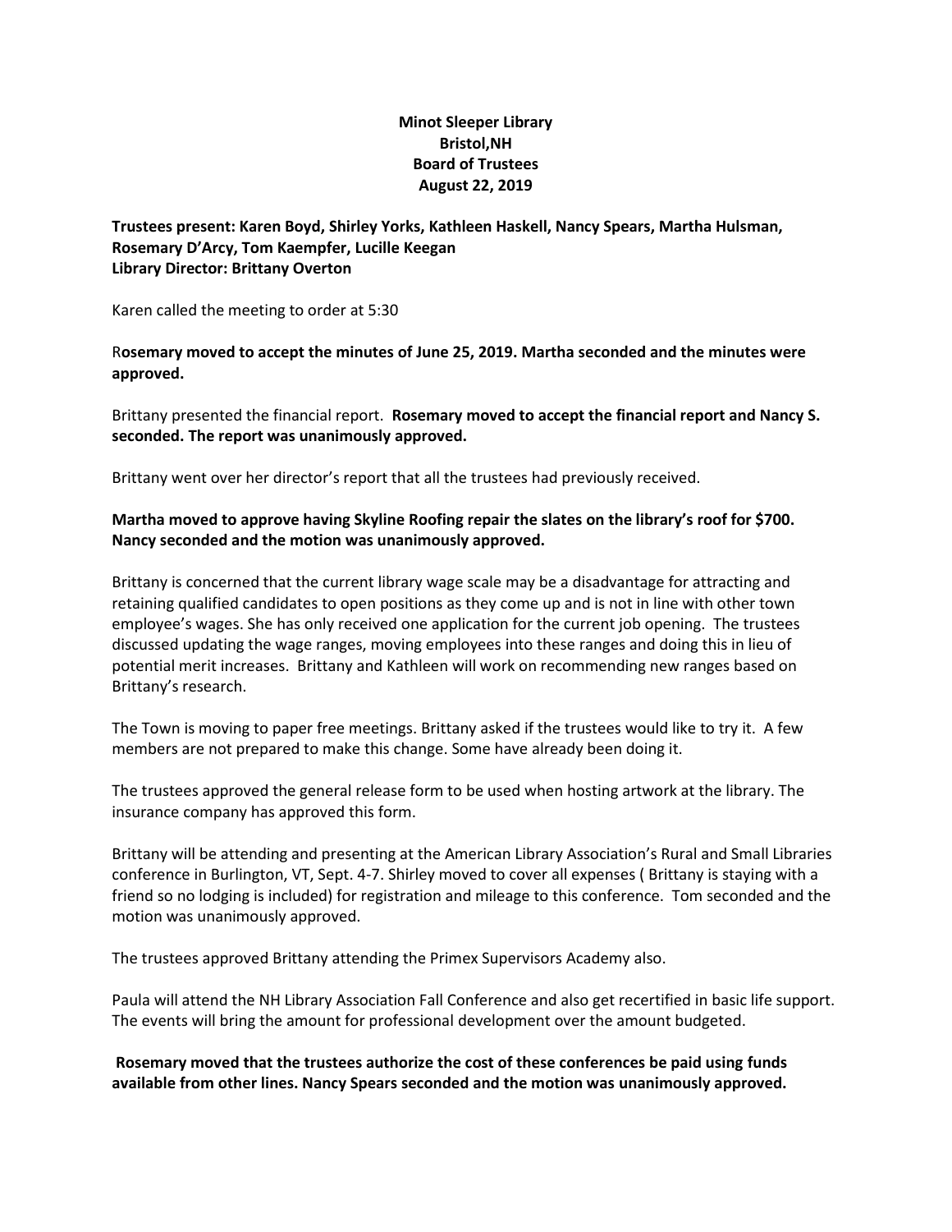**Minot Sleeper Library**
**Bristol,NH**
**Board of Trustees**
**August 22, 2019**

**Trustees present: Karen Boyd, Shirley Yorks, Kathleen Haskell, Nancy Spears, Martha Hulsman, Rosemary D'Arcy, Tom Kaempfer, Lucille Keegan**
**Library Director: Brittany Overton**

Karen called the meeting to order at 5:30

R**osemary moved to accept the minutes of June 25, 2019. Martha seconded and the minutes were approved.**

Brittany presented the financial report. **Rosemary moved to accept the financial report and Nancy S. seconded. The report was unanimously approved.**

Brittany went over her director's report that all the trustees had previously received.

**Martha moved to approve having Skyline Roofing repair the slates on the library's roof for $700. Nancy seconded and the motion was unanimously approved.**

Brittany is concerned that the current library wage scale may be a disadvantage for attracting and retaining qualified candidates to open positions as they come up and is not in line with other town employee's wages. She has only received one application for the current job opening. The trustees discussed updating the wage ranges, moving employees into these ranges and doing this in lieu of potential merit increases. Brittany and Kathleen will work on recommending new ranges based on Brittany's research.

The Town is moving to paper free meetings. Brittany asked if the trustees would like to try it. A few members are not prepared to make this change. Some have already been doing it.

The trustees approved the general release form to be used when hosting artwork at the library. The insurance company has approved this form.

Brittany will be attending and presenting at the American Library Association's Rural and Small Libraries conference in Burlington, VT, Sept. 4-7. Shirley moved to cover all expenses ( Brittany is staying with a friend so no lodging is included) for registration and mileage to this conference. Tom seconded and the motion was unanimously approved.

The trustees approved Brittany attending the Primex Supervisors Academy also.

Paula will attend the NH Library Association Fall Conference and also get recertified in basic life support. The events will bring the amount for professional development over the amount budgeted.

**Rosemary moved that the trustees authorize the cost of these conferences be paid using funds available from other lines. Nancy Spears seconded and the motion was unanimously approved.**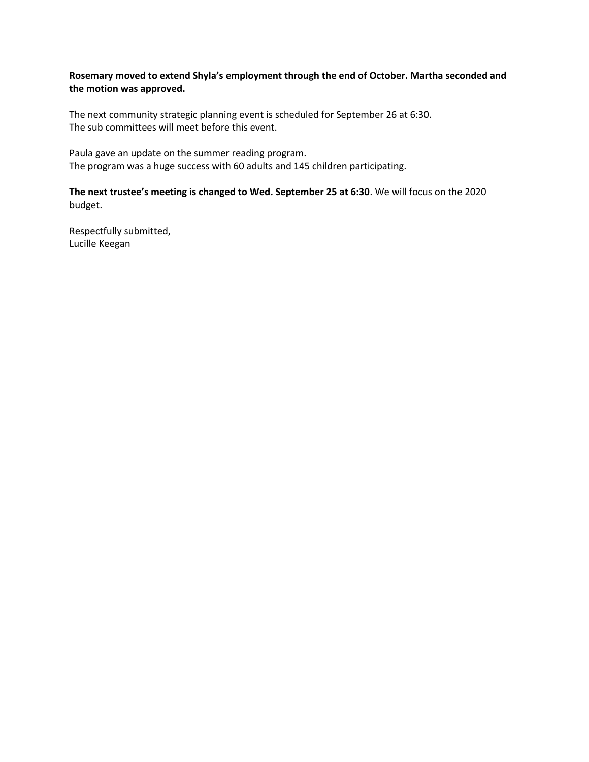**Rosemary moved to extend Shyla's employment through the end of October. Martha seconded and the motion was approved.**

The next community strategic planning event is scheduled for September 26 at 6:30.
The sub committees will meet before this event.

Paula gave an update on the summer reading program.
The program was a huge success with 60 adults and 145 children participating.

**The next trustee's meeting is changed to Wed. September 25 at 6:30**. We will focus on the 2020 budget.

Respectfully submitted,
Lucille Keegan